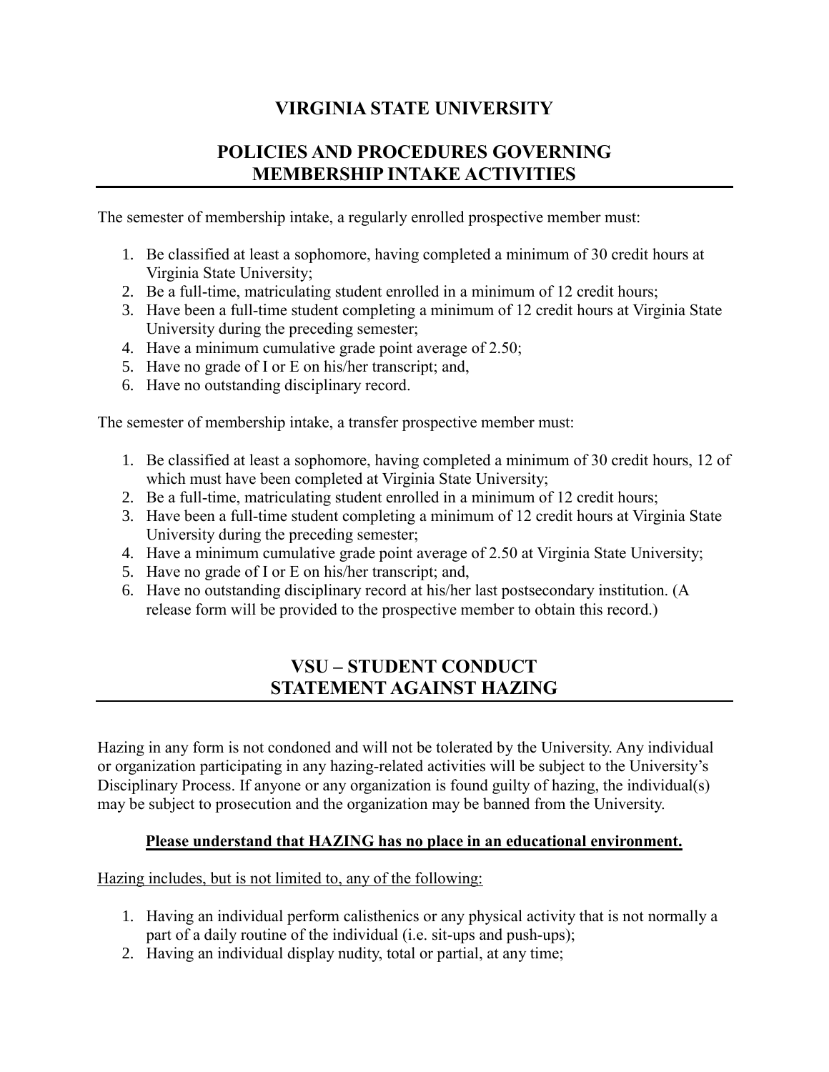# VIRGINIA STATE UNIVERSITY

## POLICIES AND PROCEDURES GOVERNING MEMBERSHIP INTAKE ACTIVITIES

The semester of membership intake, a regularly enrolled prospective member must:

1. Be classified at least a sophomore, having completed a minimum of 30 credit hours at Virginia State University;
2. Be a full-time, matriculating student enrolled in a minimum of 12 credit hours;
3. Have been a full-time student completing a minimum of 12 credit hours at Virginia State University during the preceding semester;
4. Have a minimum cumulative grade point average of 2.50;
5. Have no grade of I or E on his/her transcript; and,
6. Have no outstanding disciplinary record.

The semester of membership intake, a transfer prospective member must:

1. Be classified at least a sophomore, having completed a minimum of 30 credit hours, 12 of which must have been completed at Virginia State University;
2. Be a full-time, matriculating student enrolled in a minimum of 12 credit hours;
3. Have been a full-time student completing a minimum of 12 credit hours at Virginia State University during the preceding semester;
4. Have a minimum cumulative grade point average of 2.50 at Virginia State University;
5. Have no grade of I or E on his/her transcript; and,
6. Have no outstanding disciplinary record at his/her last postsecondary institution. (A release form will be provided to the prospective member to obtain this record.)

## VSU – STUDENT CONDUCT STATEMENT AGAINST HAZING

Hazing in any form is not condoned and will not be tolerated by the University. Any individual or organization participating in any hazing-related activities will be subject to the University's Disciplinary Process. If anyone or any organization is found guilty of hazing, the individual(s) may be subject to prosecution and the organization may be banned from the University.

**Please understand that HAZING has no place in an educational environment.**

Hazing includes, but is not limited to, any of the following:

1. Having an individual perform calisthenics or any physical activity that is not normally a part of a daily routine of the individual (i.e. sit-ups and push-ups);
2. Having an individual display nudity, total or partial, at any time;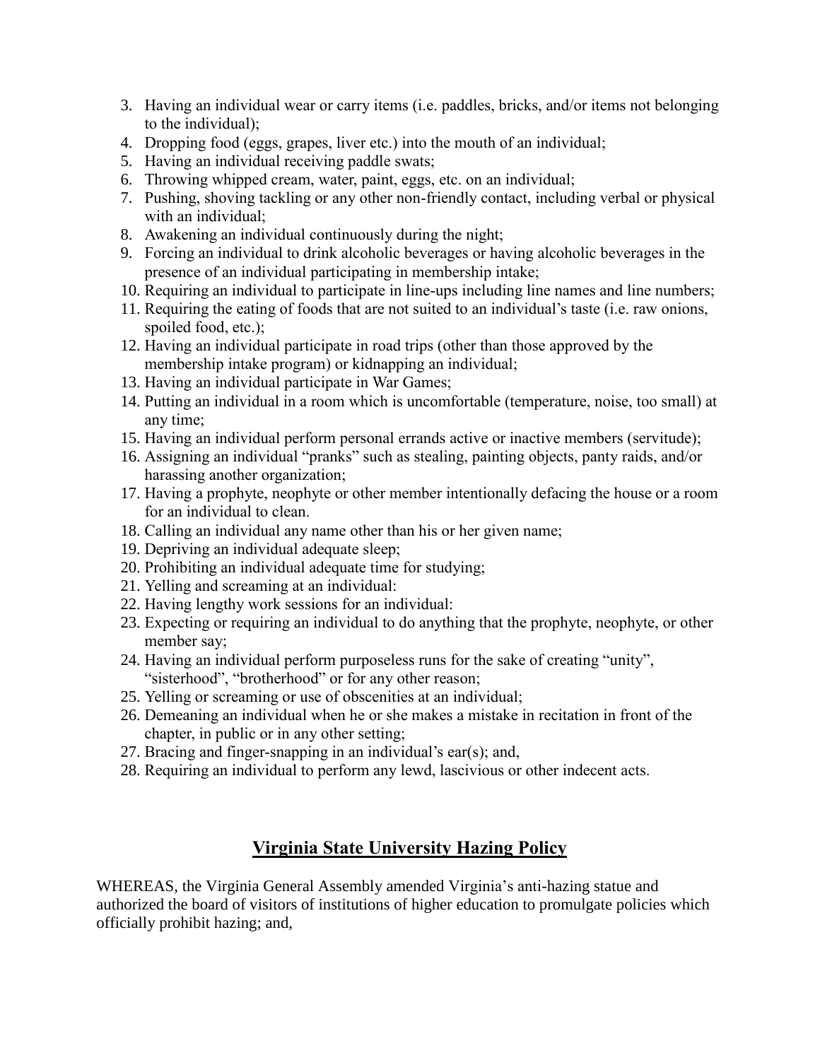3. Having an individual wear or carry items (i.e. paddles, bricks, and/or items not belonging to the individual);
4. Dropping food (eggs, grapes, liver etc.) into the mouth of an individual;
5. Having an individual receiving paddle swats;
6. Throwing whipped cream, water, paint, eggs, etc. on an individual;
7. Pushing, shoving tackling or any other non-friendly contact, including verbal or physical with an individual;
8. Awakening an individual continuously during the night;
9. Forcing an individual to drink alcoholic beverages or having alcoholic beverages in the presence of an individual participating in membership intake;
10. Requiring an individual to participate in line-ups including line names and line numbers;
11. Requiring the eating of foods that are not suited to an individual's taste (i.e. raw onions, spoiled food, etc.);
12. Having an individual participate in road trips (other than those approved by the membership intake program) or kidnapping an individual;
13. Having an individual participate in War Games;
14. Putting an individual in a room which is uncomfortable (temperature, noise, too small) at any time;
15. Having an individual perform personal errands active or inactive members (servitude);
16. Assigning an individual "pranks" such as stealing, painting objects, panty raids, and/or harassing another organization;
17. Having a prophyte, neophyte or other member intentionally defacing the house or a room for an individual to clean.
18. Calling an individual any name other than his or her given name;
19. Depriving an individual adequate sleep;
20. Prohibiting an individual adequate time for studying;
21. Yelling and screaming at an individual:
22. Having lengthy work sessions for an individual:
23. Expecting or requiring an individual to do anything that the prophyte, neophyte, or other member say;
24. Having an individual perform purposeless runs for the sake of creating "unity", "sisterhood", "brotherhood" or for any other reason;
25. Yelling or screaming or use of obscenities at an individual;
26. Demeaning an individual when he or she makes a mistake in recitation in front of the chapter, in public or in any other setting;
27. Bracing and finger-snapping in an individual's ear(s); and,
28. Requiring an individual to perform any lewd, lascivious or other indecent acts.

## Virginia State University Hazing Policy

WHEREAS, the Virginia General Assembly amended Virginia's anti-hazing statue and authorized the board of visitors of institutions of higher education to promulgate policies which officially prohibit hazing; and,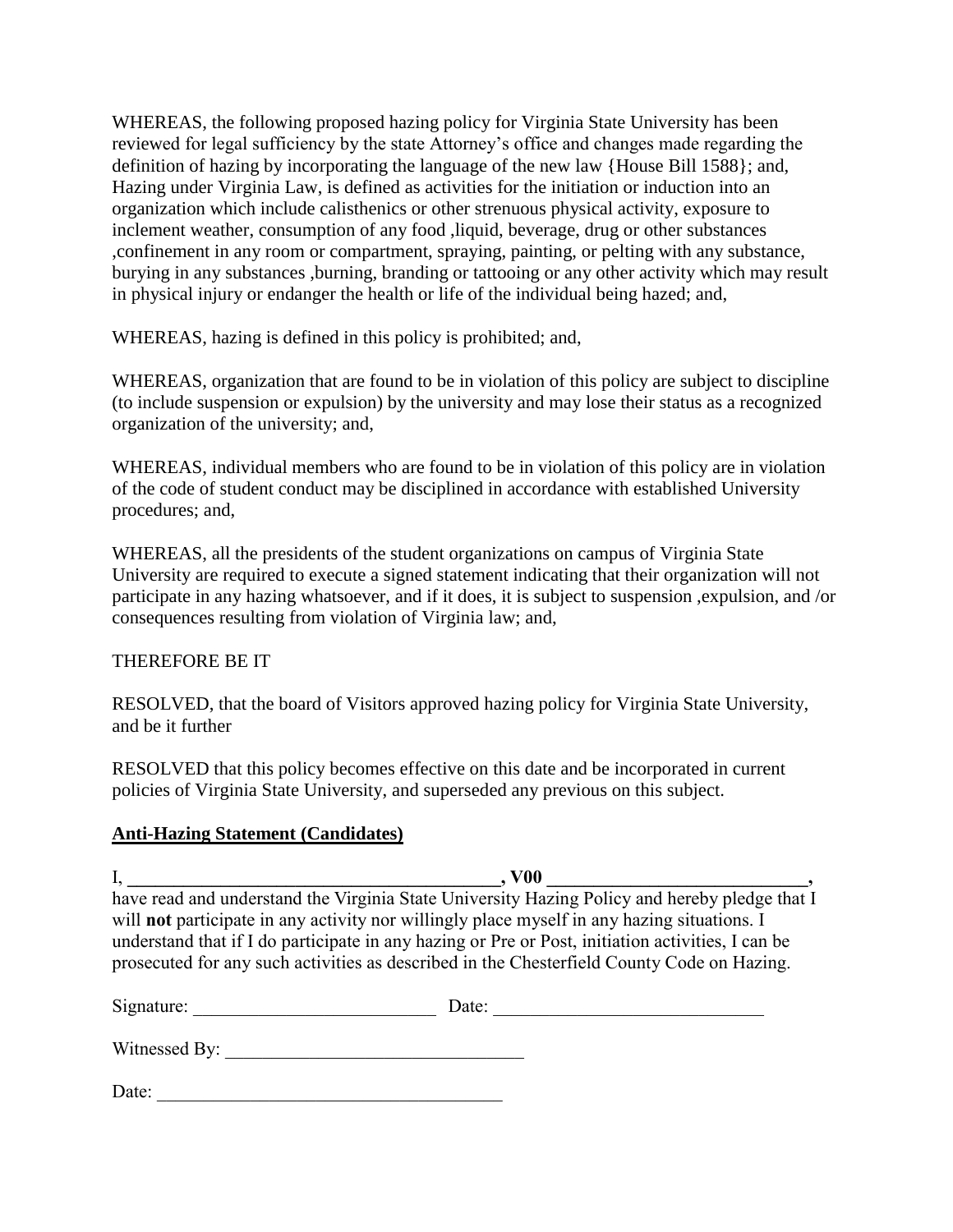WHEREAS, the following proposed hazing policy for Virginia State University has been reviewed for legal sufficiency by the state Attorney's office and changes made regarding the definition of hazing by incorporating the language of the new law {House Bill 1588}; and, Hazing under Virginia Law, is defined as activities for the initiation or induction into an organization which include calisthenics or other strenuous physical activity, exposure to inclement weather, consumption of any food ,liquid, beverage, drug or other substances ,confinement in any room or compartment, spraying, painting, or pelting with any substance, burying in any substances ,burning, branding or tattooing or any other activity which may result in physical injury or endanger the health or life of the individual being hazed; and,

WHEREAS, hazing is defined in this policy is prohibited; and,

WHEREAS, organization that are found to be in violation of this policy are subject to discipline (to include suspension or expulsion) by the university and may lose their status as a recognized organization of the university; and,

WHEREAS, individual members who are found to be in violation of this policy are in violation of the code of student conduct may be disciplined in accordance with established University procedures; and,

WHEREAS, all the presidents of the student organizations on campus of Virginia State University are required to execute a signed statement indicating that their organization will not participate in any hazing whatsoever, and if it does, it is subject to suspension ,expulsion, and /or consequences resulting from violation of Virginia law; and,

THEREFORE BE IT

RESOLVED, that the board of Visitors approved hazing policy for Virginia State University, and be it further

RESOLVED that this policy becomes effective on this date and be incorporated in current policies of Virginia State University, and superseded any previous on this subject.

**Anti-Hazing Statement (Candidates)**

I, **________________________________________, V00 ____________________________,**
have read and understand the Virginia State University Hazing Policy and hereby pledge that I will **not** participate in any activity nor willingly place myself in any hazing situations. I understand that if I do participate in any hazing or Pre or Post, initiation activities, I can be prosecuted for any such activities as described in the Chesterfield County Code on Hazing.

Signature: __________________________ Date: _____________________________

Witnessed By: ________________________________

Date: ______________________________________